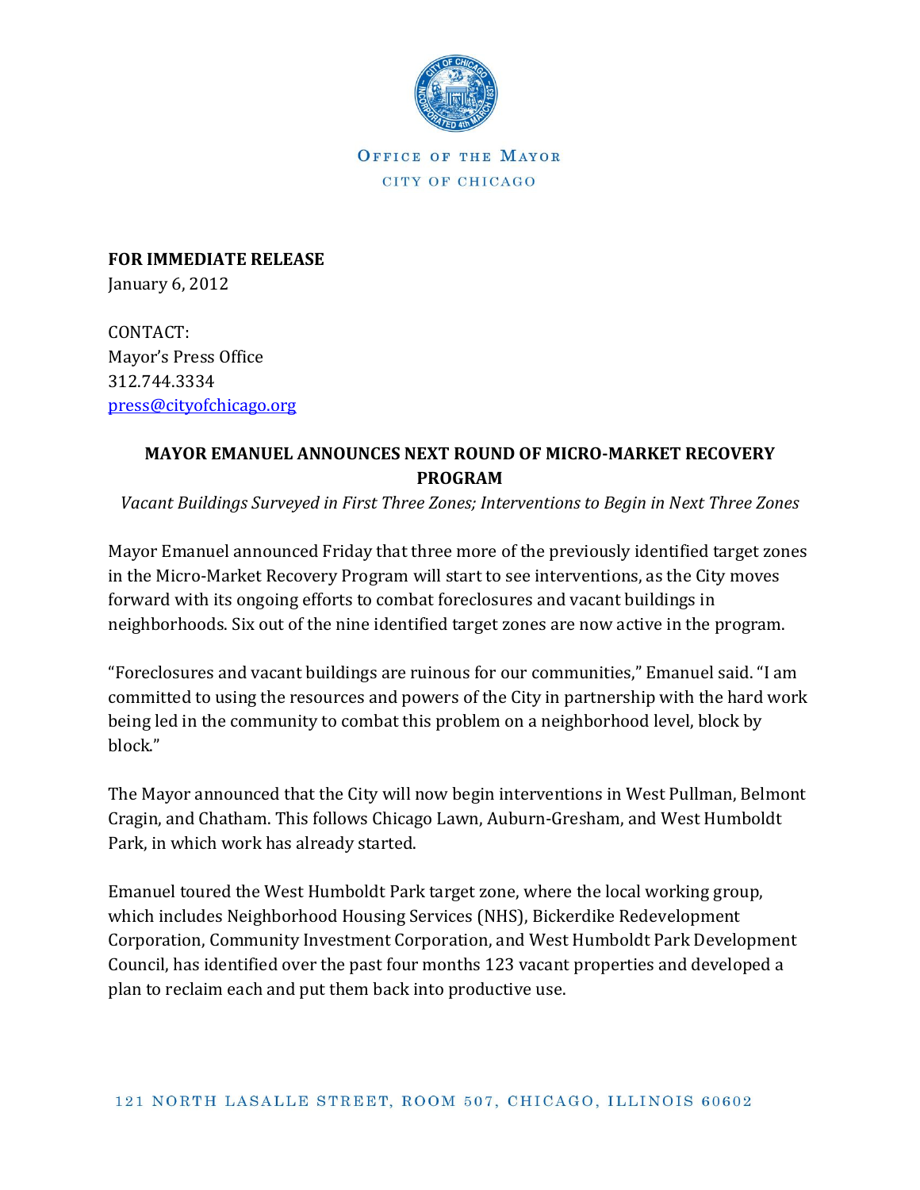OFFICE OF THE MAYOR
CITY OF CHICAGO

**FOR IMMEDIATE RELEASE**
January 6, 2012

CONTACT:
Mayor's Press Office
312.744.3334
press@cityofchicago.org

## MAYOR EMANUEL ANNOUNCES NEXT ROUND OF MICRO-MARKET RECOVERY PROGRAM

*Vacant Buildings Surveyed in First Three Zones; Interventions to Begin in Next Three Zones*

Mayor Emanuel announced Friday that three more of the previously identified target zones in the Micro-Market Recovery Program will start to see interventions, as the City moves forward with its ongoing efforts to combat foreclosures and vacant buildings in neighborhoods. Six out of the nine identified target zones are now active in the program.

"Foreclosures and vacant buildings are ruinous for our communities," Emanuel said. "I am committed to using the resources and powers of the City in partnership with the hard work being led in the community to combat this problem on a neighborhood level, block by block."

The Mayor announced that the City will now begin interventions in West Pullman, Belmont Cragin, and Chatham. This follows Chicago Lawn, Auburn-Gresham, and West Humboldt Park, in which work has already started.

Emanuel toured the West Humboldt Park target zone, where the local working group, which includes Neighborhood Housing Services (NHS), Bickerdike Redevelopment Corporation, Community Investment Corporation, and West Humboldt Park Development Council, has identified over the past four months 123 vacant properties and developed a plan to reclaim each and put them back into productive use.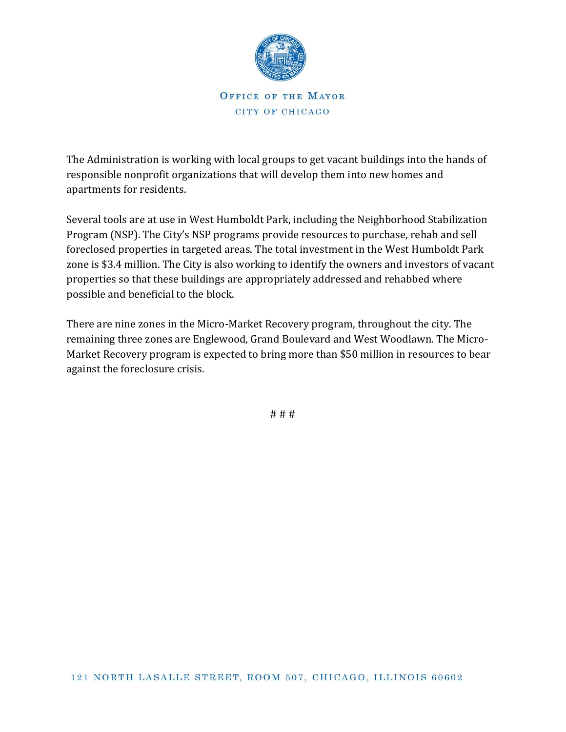The Administration is working with local groups to get vacant buildings into the hands of responsible nonprofit organizations that will develop them into new homes and apartments for residents.

Several tools are at use in West Humboldt Park, including the Neighborhood Stabilization Program (NSP). The City's NSP programs provide resources to purchase, rehab and sell foreclosed properties in targeted areas. The total investment in the West Humboldt Park zone is $3.4 million. The City is also working to identify the owners and investors of vacant properties so that these buildings are appropriately addressed and rehabbed where possible and beneficial to the block.

There are nine zones in the Micro-Market Recovery program, throughout the city. The remaining three zones are Englewood, Grand Boulevard and West Woodlawn. The Micro-Market Recovery program is expected to bring more than $50 million in resources to bear against the foreclosure crisis.

# # #